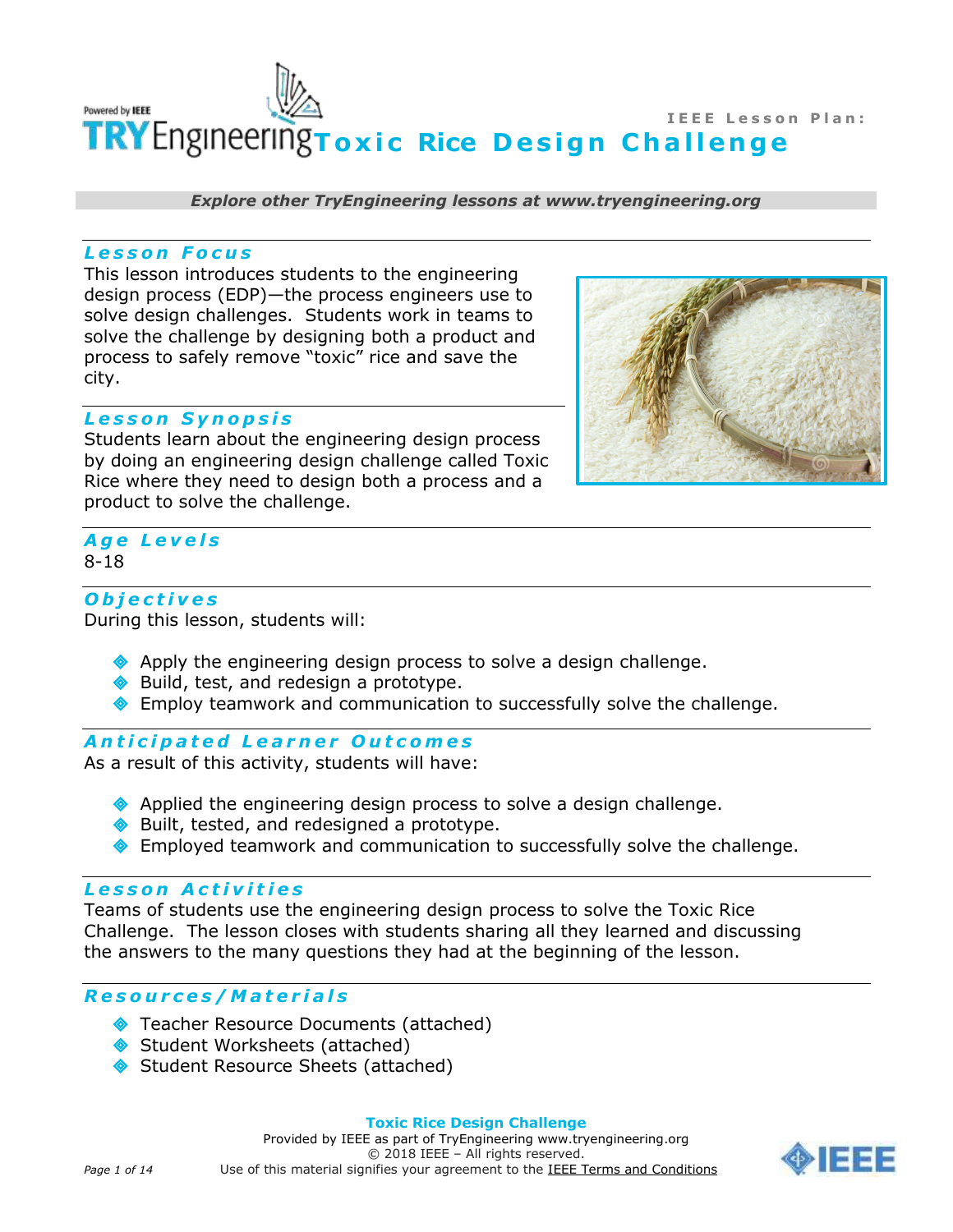IEEE Lesson Plan:

# Toxic Rice Design Challenge

***Explore other TryEngineering lessons at www.tryengineering.org***

## Lesson Focus

This lesson introduces students to the engineering design process (EDP)—the process engineers use to solve design challenges. Students work in teams to solve the challenge by designing both a product and process to safely remove "toxic" rice and save the city.

## Lesson Synopsis

Students learn about the engineering design process by doing an engineering design challenge called Toxic Rice where they need to design both a process and a product to solve the challenge.

## Age Levels

8-18

## Objectives

During this lesson, students will:

- Apply the engineering design process to solve a design challenge.
- Build, test, and redesign a prototype.
- Employ teamwork and communication to successfully solve the challenge.

## Anticipated Learner Outcomes

As a result of this activity, students will have:

- Applied the engineering design process to solve a design challenge.
- Built, tested, and redesigned a prototype.
- Employed teamwork and communication to successfully solve the challenge.

## Lesson Activities

Teams of students use the engineering design process to solve the Toxic Rice Challenge. The lesson closes with students sharing all they learned and discussing the answers to the many questions they had at the beginning of the lesson.

## Resources/Materials

- Teacher Resource Documents (attached)
- Student Worksheets (attached)
- Student Resource Sheets (attached)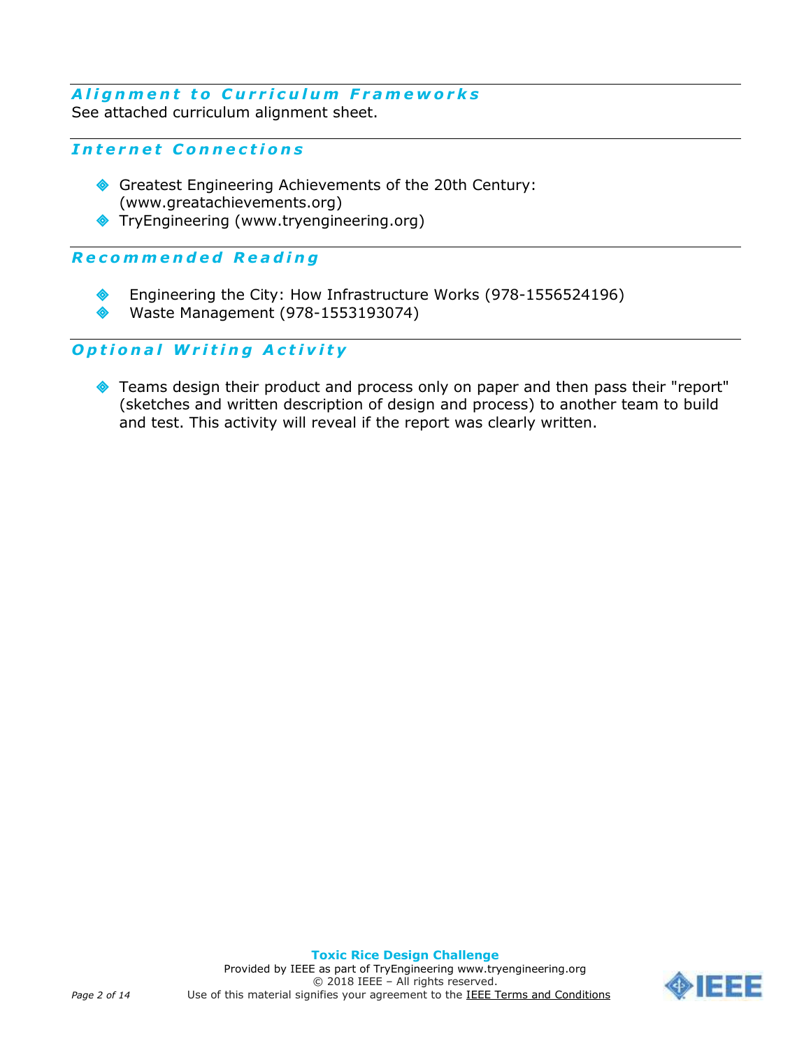## Alignment to Curriculum Frameworks

See attached curriculum alignment sheet.

## Internet Connections

- Greatest Engineering Achievements of the 20th Century: (www.greatachievements.org)
- TryEngineering (www.tryengineering.org)

## Recommended Reading

- Engineering the City: How Infrastructure Works (978-1556524196)
- Waste Management (978-1553193074)

## Optional Writing Activity

- Teams design their product and process only on paper and then pass their "report" (sketches and written description of design and process) to another team to build and test. This activity will reveal if the report was clearly written.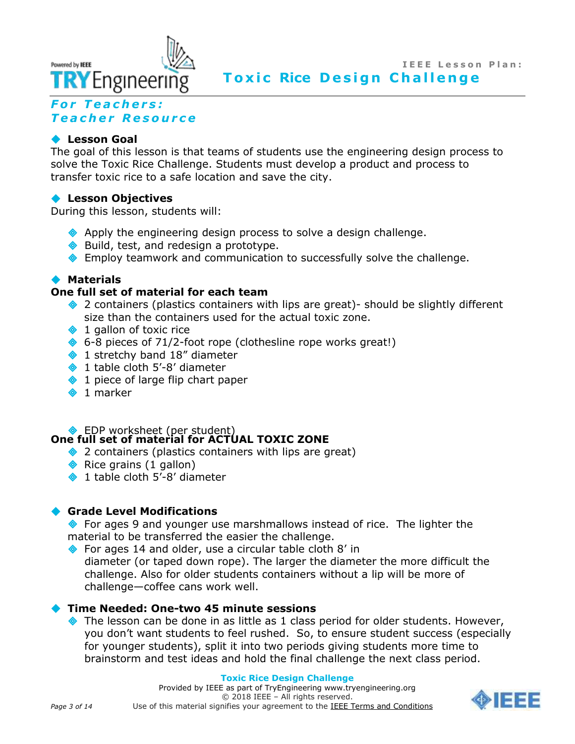## For Teachers:
## Teacher Resource

### Lesson Goal

The goal of this lesson is that teams of students use the engineering design process to solve the Toxic Rice Challenge. Students must develop a product and process to transfer toxic rice to a safe location and save the city.

### Lesson Objectives

During this lesson, students will:

- Apply the engineering design process to solve a design challenge.
- Build, test, and redesign a prototype.
- Employ teamwork and communication to successfully solve the challenge.

### Materials

**One full set of material for each team**

- 2 containers (plastics containers with lips are great)- should be slightly different size than the containers used for the actual toxic zone.
- 1 gallon of toxic rice
- 6-8 pieces of 71/2-foot rope (clothesline rope works great!)
- 1 stretchy band 18" diameter
- 1 table cloth 5'-8' diameter
- 1 piece of large flip chart paper
- 1 marker
- EDP worksheet (per student)

**One full set of material for ACTUAL TOXIC ZONE**

- 2 containers (plastics containers with lips are great)
- Rice grains (1 gallon)
- 1 table cloth 5'-8' diameter

### Grade Level Modifications

- For ages 9 and younger use marshmallows instead of rice. The lighter the material to be transferred the easier the challenge.
- For ages 14 and older, use a circular table cloth 8' in diameter (or taped down rope). The larger the diameter the more difficult the challenge. Also for older students containers without a lip will be more of challenge—coffee cans work well.

### Time Needed: One-two 45 minute sessions

- The lesson can be done in as little as 1 class period for older students. However, you don't want students to feel rushed. So, to ensure student success (especially for younger students), split it into two periods giving students more time to brainstorm and test ideas and hold the final challenge the next class period.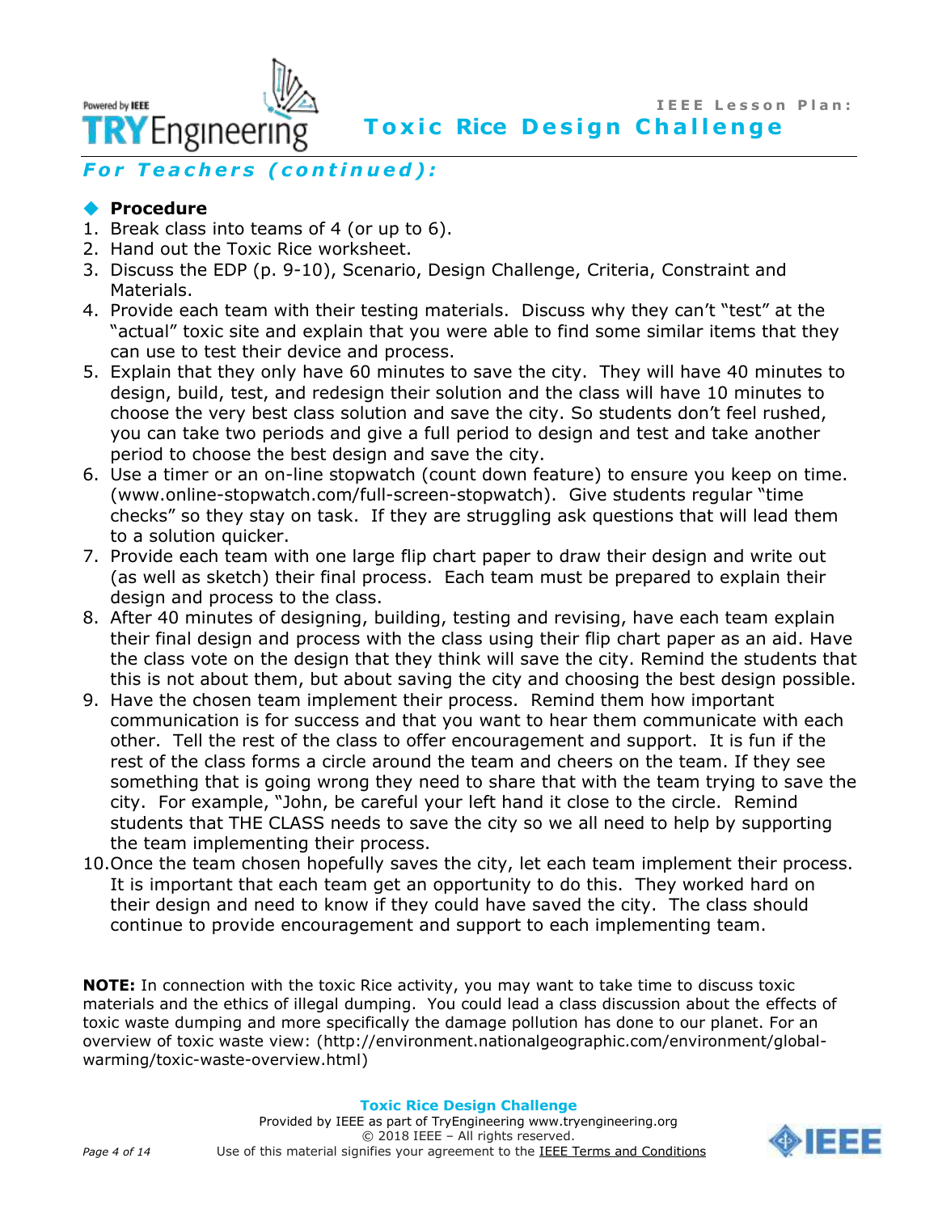## *For Teachers (continued):*

### Procedure

1. Break class into teams of 4 (or up to 6).
2. Hand out the Toxic Rice worksheet.
3. Discuss the EDP (p. 9-10), Scenario, Design Challenge, Criteria, Constraint and Materials.
4. Provide each team with their testing materials. Discuss why they can't "test" at the "actual" toxic site and explain that you were able to find some similar items that they can use to test their device and process.
5. Explain that they only have 60 minutes to save the city. They will have 40 minutes to design, build, test, and redesign their solution and the class will have 10 minutes to choose the very best class solution and save the city. So students don't feel rushed, you can take two periods and give a full period to design and test and take another period to choose the best design and save the city.
6. Use a timer or an on-line stopwatch (count down feature) to ensure you keep on time. (www.online-stopwatch.com/full-screen-stopwatch). Give students regular "time checks" so they stay on task. If they are struggling ask questions that will lead them to a solution quicker.
7. Provide each team with one large flip chart paper to draw their design and write out (as well as sketch) their final process. Each team must be prepared to explain their design and process to the class.
8. After 40 minutes of designing, building, testing and revising, have each team explain their final design and process with the class using their flip chart paper as an aid. Have the class vote on the design that they think will save the city. Remind the students that this is not about them, but about saving the city and choosing the best design possible.
9. Have the chosen team implement their process. Remind them how important communication is for success and that you want to hear them communicate with each other. Tell the rest of the class to offer encouragement and support. It is fun if the rest of the class forms a circle around the team and cheers on the team. If they see something that is going wrong they need to share that with the team trying to save the city. For example, "John, be careful your left hand it close to the circle. Remind students that THE CLASS needs to save the city so we all need to help by supporting the team implementing their process.
10. Once the team chosen hopefully saves the city, let each team implement their process. It is important that each team get an opportunity to do this. They worked hard on their design and need to know if they could have saved the city. The class should continue to provide encouragement and support to each implementing team.

**NOTE:** In connection with the toxic Rice activity, you may want to take time to discuss toxic materials and the ethics of illegal dumping. You could lead a class discussion about the effects of toxic waste dumping and more specifically the damage pollution has done to our planet. For an overview of toxic waste view: (http://environment.nationalgeographic.com/environment/global-warming/toxic-waste-overview.html)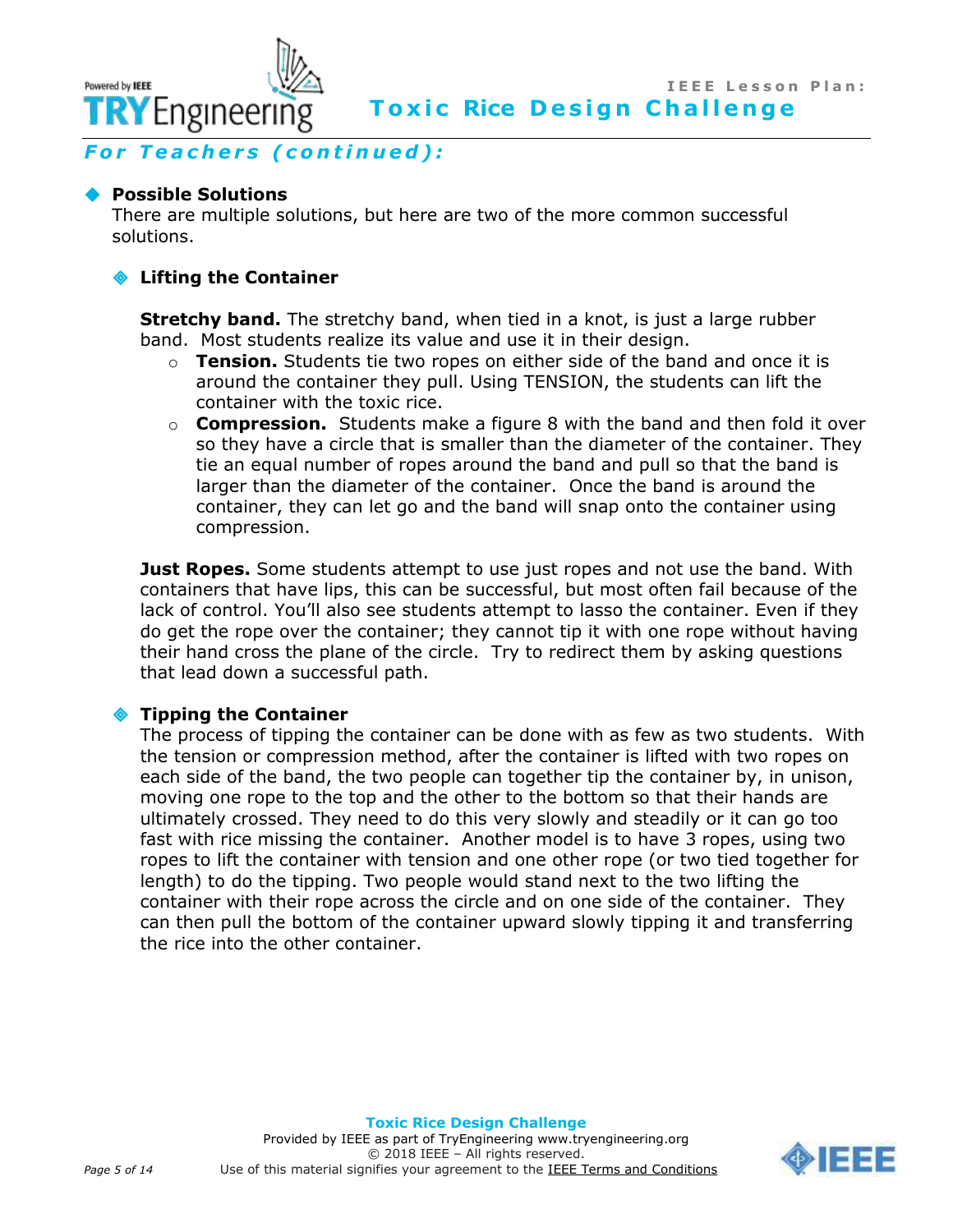## For Teachers (continued):

### Possible Solutions

There are multiple solutions, but here are two of the more common successful solutions.

#### Lifting the Container

**Stretchy band.** The stretchy band, when tied in a knot, is just a large rubber band. Most students realize its value and use it in their design.

- **Tension.** Students tie two ropes on either side of the band and once it is around the container they pull. Using TENSION, the students can lift the container with the toxic rice.
- **Compression.** Students make a figure 8 with the band and then fold it over so they have a circle that is smaller than the diameter of the container. They tie an equal number of ropes around the band and pull so that the band is larger than the diameter of the container. Once the band is around the container, they can let go and the band will snap onto the container using compression.

**Just Ropes.** Some students attempt to use just ropes and not use the band. With containers that have lips, this can be successful, but most often fail because of the lack of control. You'll also see students attempt to lasso the container. Even if they do get the rope over the container; they cannot tip it with one rope without having their hand cross the plane of the circle. Try to redirect them by asking questions that lead down a successful path.

#### Tipping the Container

The process of tipping the container can be done with as few as two students. With the tension or compression method, after the container is lifted with two ropes on each side of the band, the two people can together tip the container by, in unison, moving one rope to the top and the other to the bottom so that their hands are ultimately crossed. They need to do this very slowly and steadily or it can go too fast with rice missing the container. Another model is to have 3 ropes, using two ropes to lift the container with tension and one other rope (or two tied together for length) to do the tipping. Two people would stand next to the two lifting the container with their rope across the circle and on one side of the container. They can then pull the bottom of the container upward slowly tipping it and transferring the rice into the other container.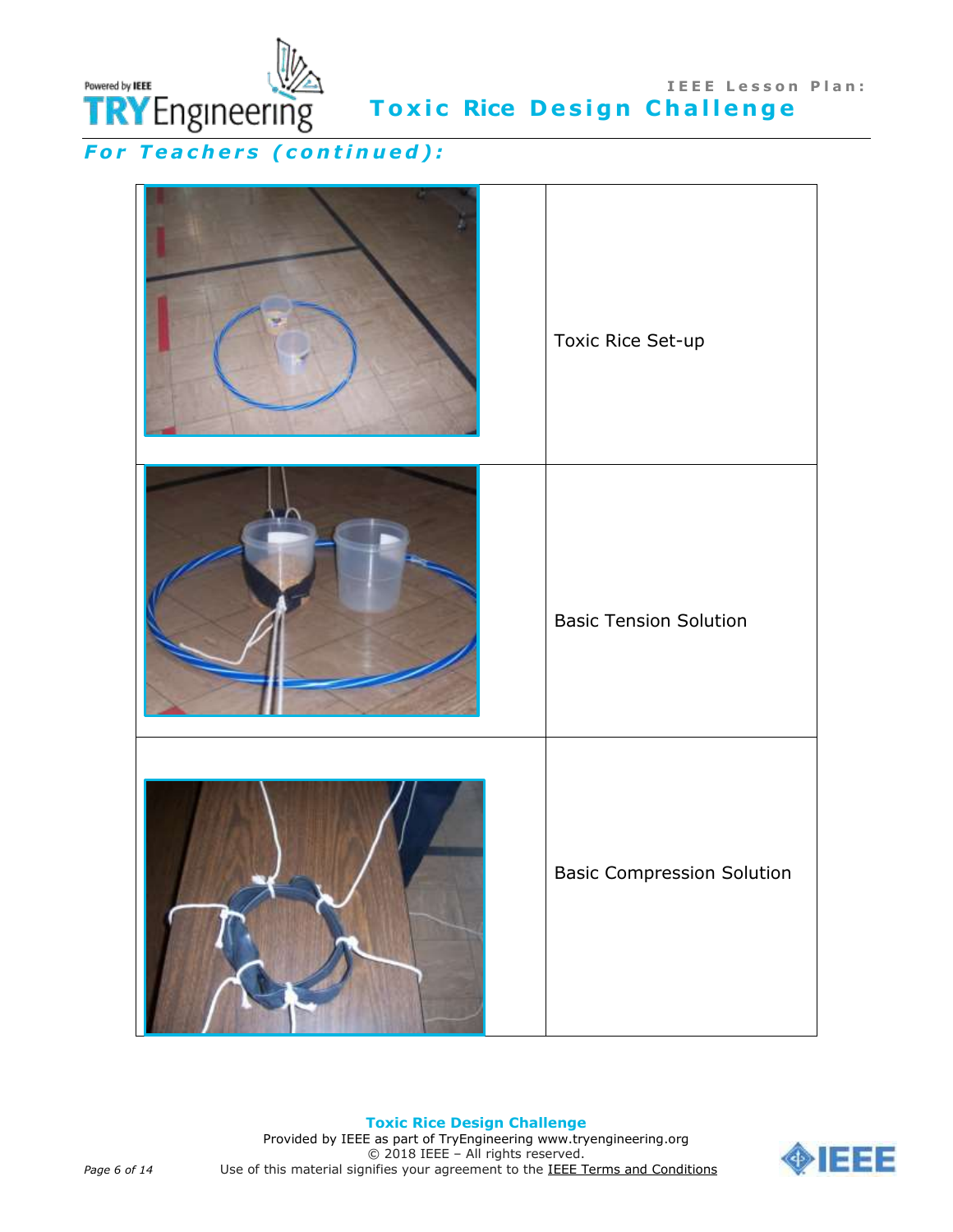## For Teachers (continued):

| | |
|---|---|
| | Toxic Rice Set-up |
| | Basic Tension Solution |
| | Basic Compression Solution |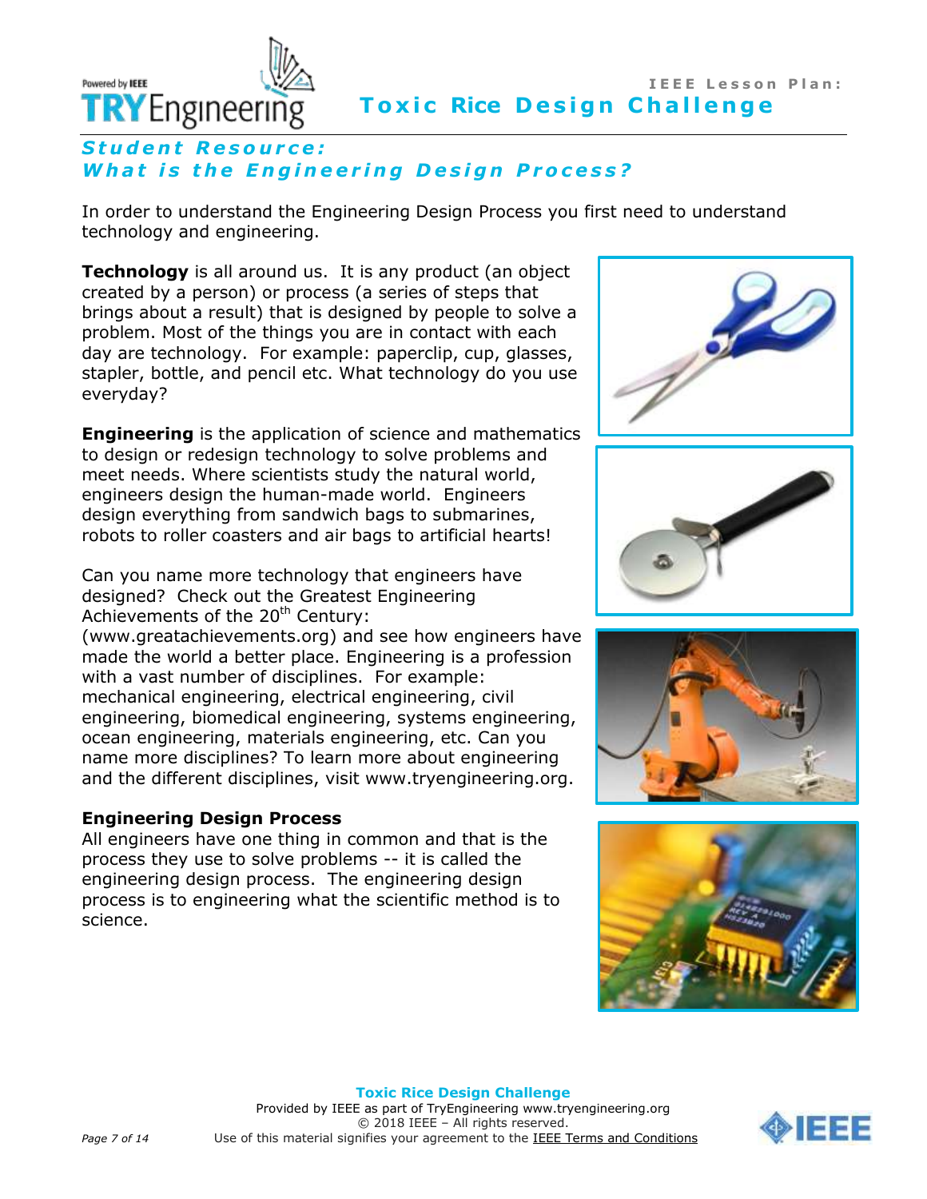## Student Resource: What is the Engineering Design Process?

In order to understand the Engineering Design Process you first need to understand technology and engineering.

**Technology** is all around us. It is any product (an object created by a person) or process (a series of steps that brings about a result) that is designed by people to solve a problem. Most of the things you are in contact with each day are technology. For example: paperclip, cup, glasses, stapler, bottle, and pencil etc. What technology do you use everyday?

**Engineering** is the application of science and mathematics to design or redesign technology to solve problems and meet needs. Where scientists study the natural world, engineers design the human-made world. Engineers design everything from sandwich bags to submarines, robots to roller coasters and air bags to artificial hearts!

Can you name more technology that engineers have designed? Check out the Greatest Engineering Achievements of the 20th Century: (www.greatachievements.org) and see how engineers have made the world a better place. Engineering is a profession with a vast number of disciplines. For example: mechanical engineering, electrical engineering, civil engineering, biomedical engineering, systems engineering, ocean engineering, materials engineering, etc. Can you name more disciplines? To learn more about engineering and the different disciplines, visit www.tryengineering.org.

### Engineering Design Process

All engineers have one thing in common and that is the process they use to solve problems -- it is called the engineering design process. The engineering design process is to engineering what the scientific method is to science.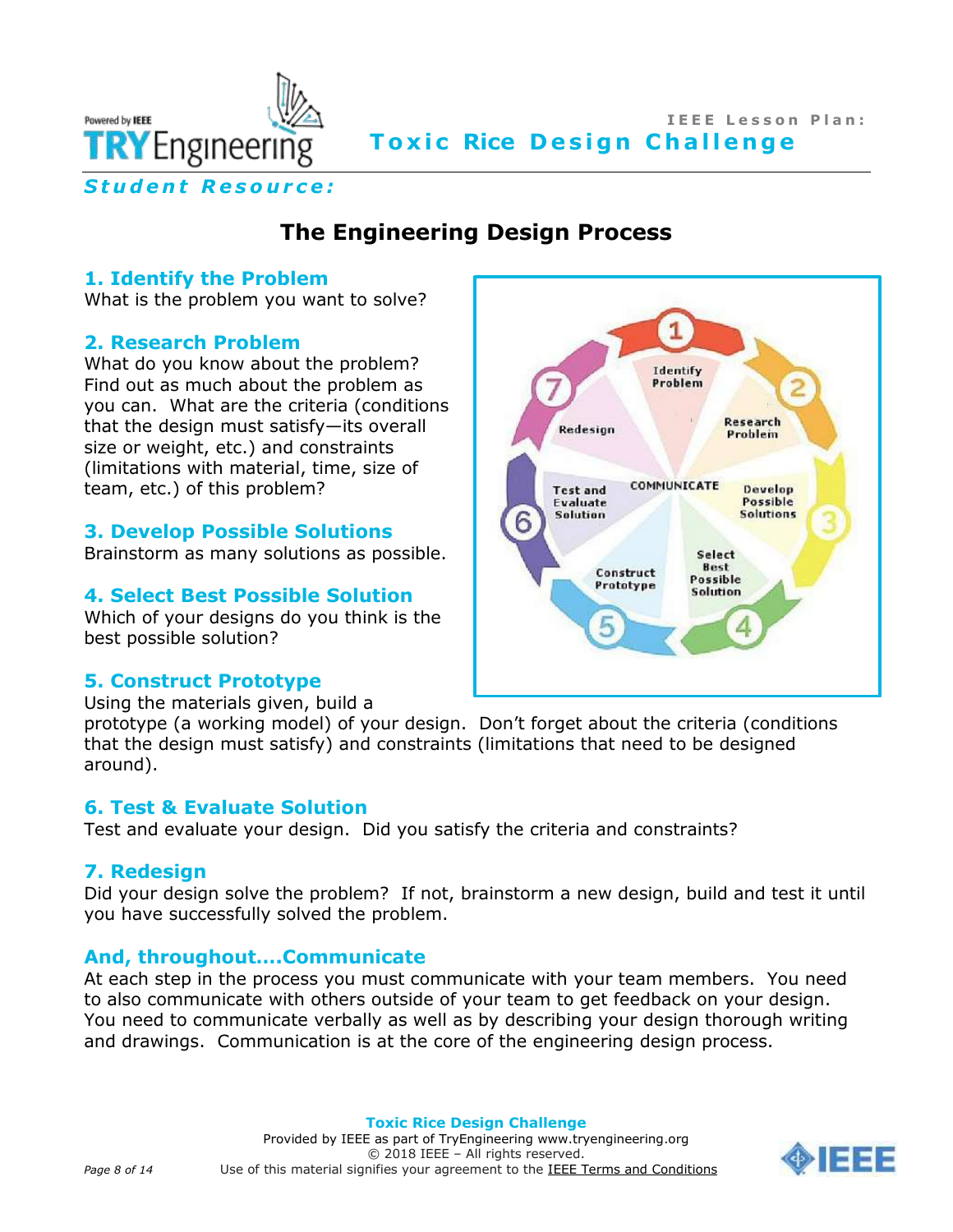**Student Resource:**

# The Engineering Design Process

### 1. Identify the Problem
What is the problem you want to solve?

### 2. Research Problem
What do you know about the problem? Find out as much about the problem as you can. What are the criteria (conditions that the design must satisfy—its overall size or weight, etc.) and constraints (limitations with material, time, size of team, etc.) of this problem?

### 3. Develop Possible Solutions
Brainstorm as many solutions as possible.

### 4. Select Best Possible Solution
Which of your designs do you think is the best possible solution?

### 5. Construct Prototype
Using the materials given, build a prototype (a working model) of your design. Don't forget about the criteria (conditions that the design must satisfy) and constraints (limitations that need to be designed around).

### 6. Test & Evaluate Solution
Test and evaluate your design. Did you satisfy the criteria and constraints?

### 7. Redesign
Did your design solve the problem? If not, brainstorm a new design, build and test it until you have successfully solved the problem.

### And, throughout….Communicate
At each step in the process you must communicate with your team members. You need to also communicate with others outside of your team to get feedback on your design. You need to communicate verbally as well as by describing your design thorough writing and drawings. Communication is at the core of the engineering design process.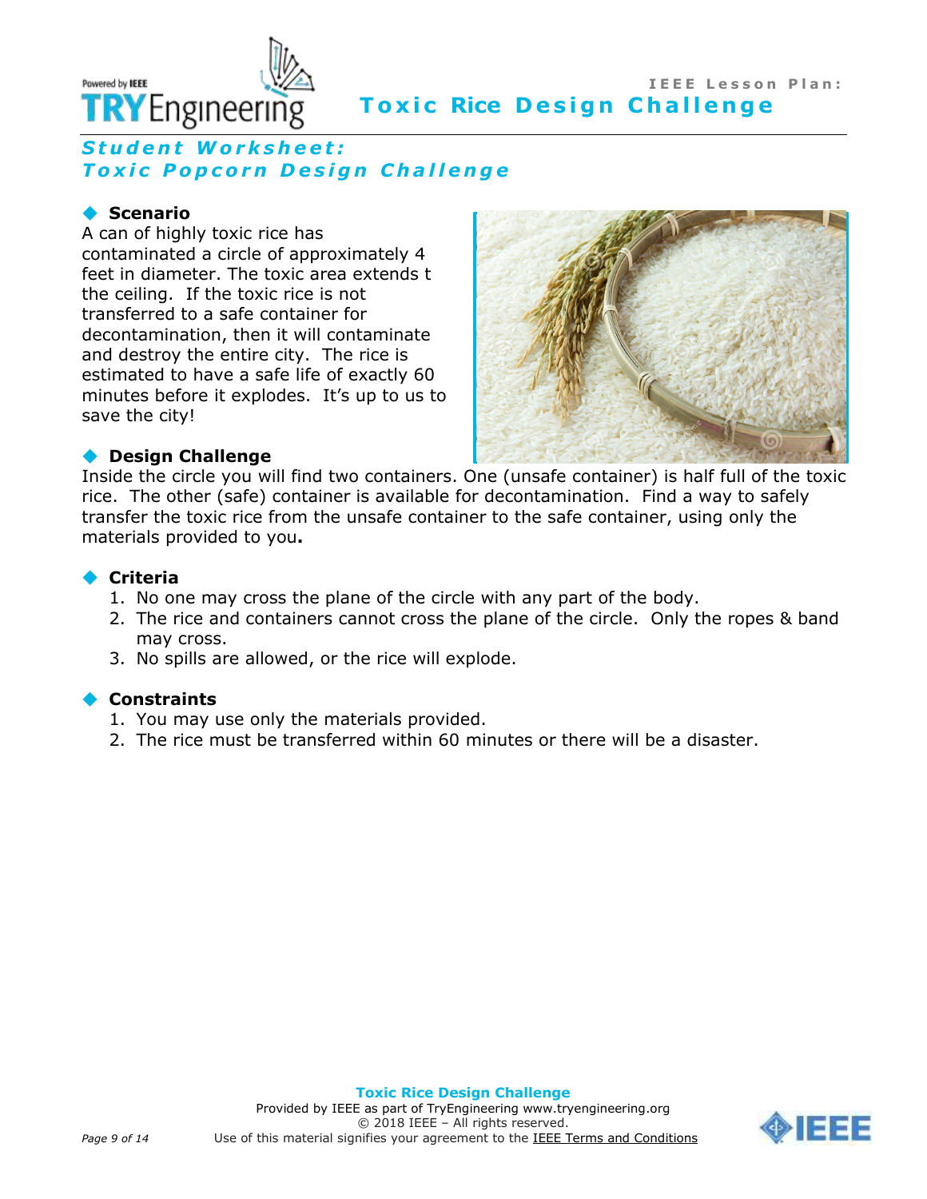## Student Worksheet: Toxic Popcorn Design Challenge

### Scenario

A can of highly toxic rice has contaminated a circle of approximately 4 feet in diameter. The toxic area extends t the ceiling. If the toxic rice is not transferred to a safe container for decontamination, then it will contaminate and destroy the entire city. The rice is estimated to have a safe life of exactly 60 minutes before it explodes. It's up to us to save the city!

### Design Challenge

Inside the circle you will find two containers. One (unsafe container) is half full of the toxic rice. The other (safe) container is available for decontamination. Find a way to safely transfer the toxic rice from the unsafe container to the safe container, using only the materials provided to you**.**

### Criteria

1. No one may cross the plane of the circle with any part of the body.
2. The rice and containers cannot cross the plane of the circle. Only the ropes & band may cross.
3. No spills are allowed, or the rice will explode.

### Constraints

1. You may use only the materials provided.
2. The rice must be transferred within 60 minutes or there will be a disaster.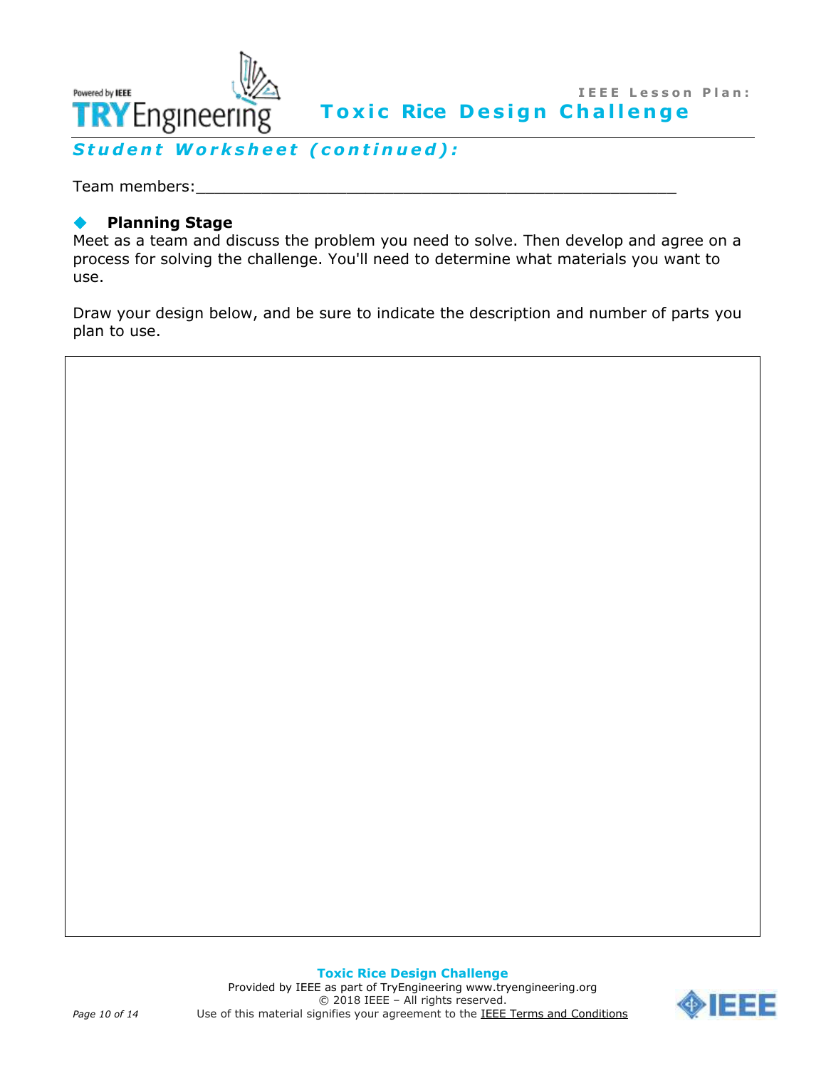## Student Worksheet (continued):

Team members:____________________________________________________

### Planning Stage

Meet as a team and discuss the problem you need to solve. Then develop and agree on a process for solving the challenge. You'll need to determine what materials you want to use.

Draw your design below, and be sure to indicate the description and number of parts you plan to use.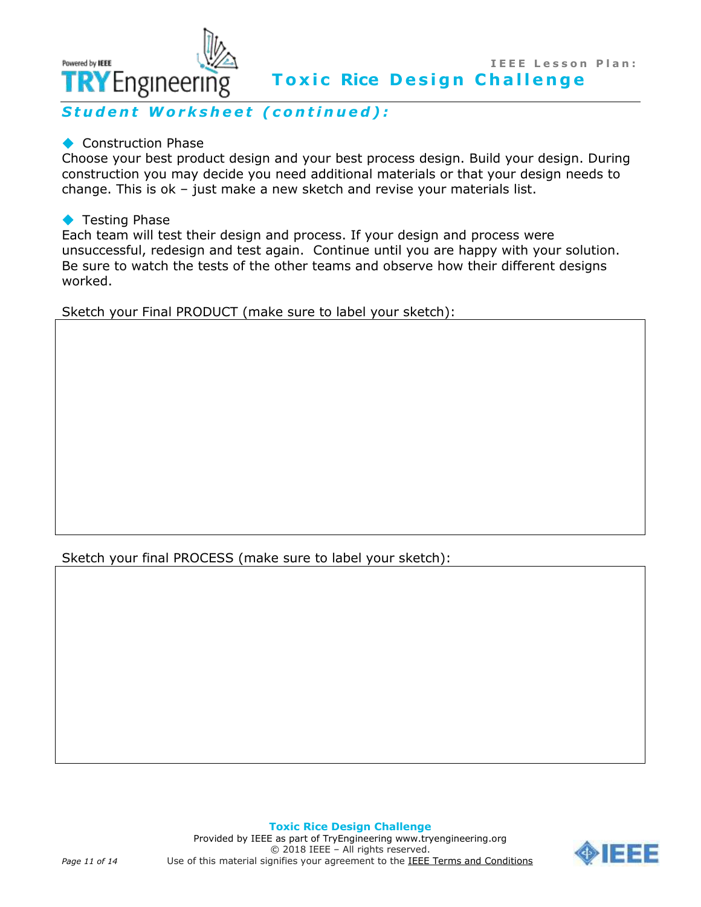## Student Worksheet (continued):

◆ Construction Phase

Choose your best product design and your best process design. Build your design. During construction you may decide you need additional materials or that your design needs to change. This is ok – just make a new sketch and revise your materials list.

◆ Testing Phase

Each team will test their design and process. If your design and process were unsuccessful, redesign and test again. Continue until you are happy with your solution. Be sure to watch the tests of the other teams and observe how their different designs worked.

Sketch your Final PRODUCT (make sure to label your sketch):

Sketch your final PROCESS (make sure to label your sketch):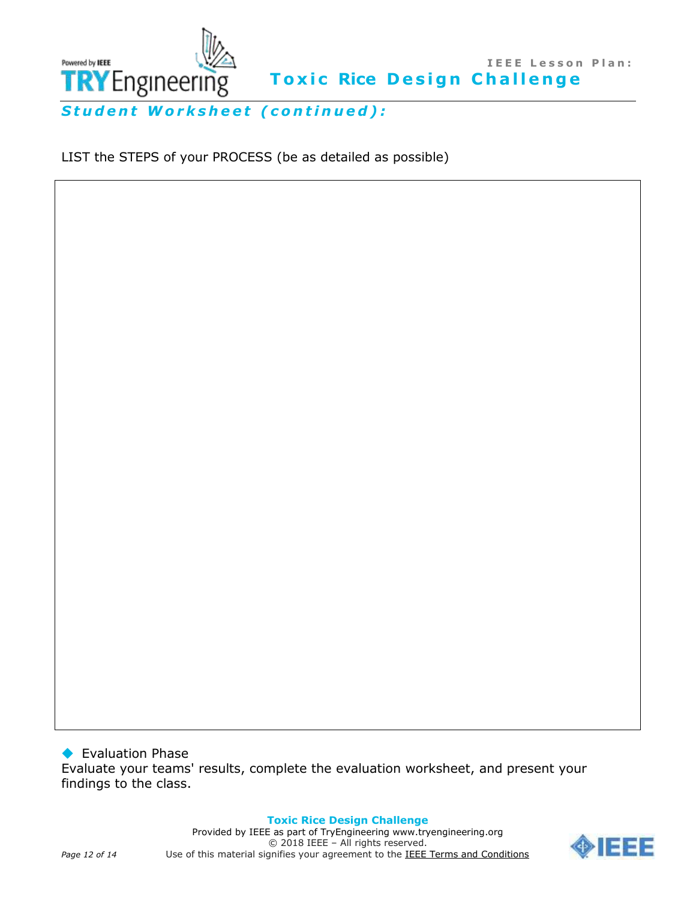## *Student Worksheet (continued):*

LIST the STEPS of your PROCESS (be as detailed as possible)

◆ Evaluation Phase

Evaluate your teams' results, complete the evaluation worksheet, and present your findings to the class.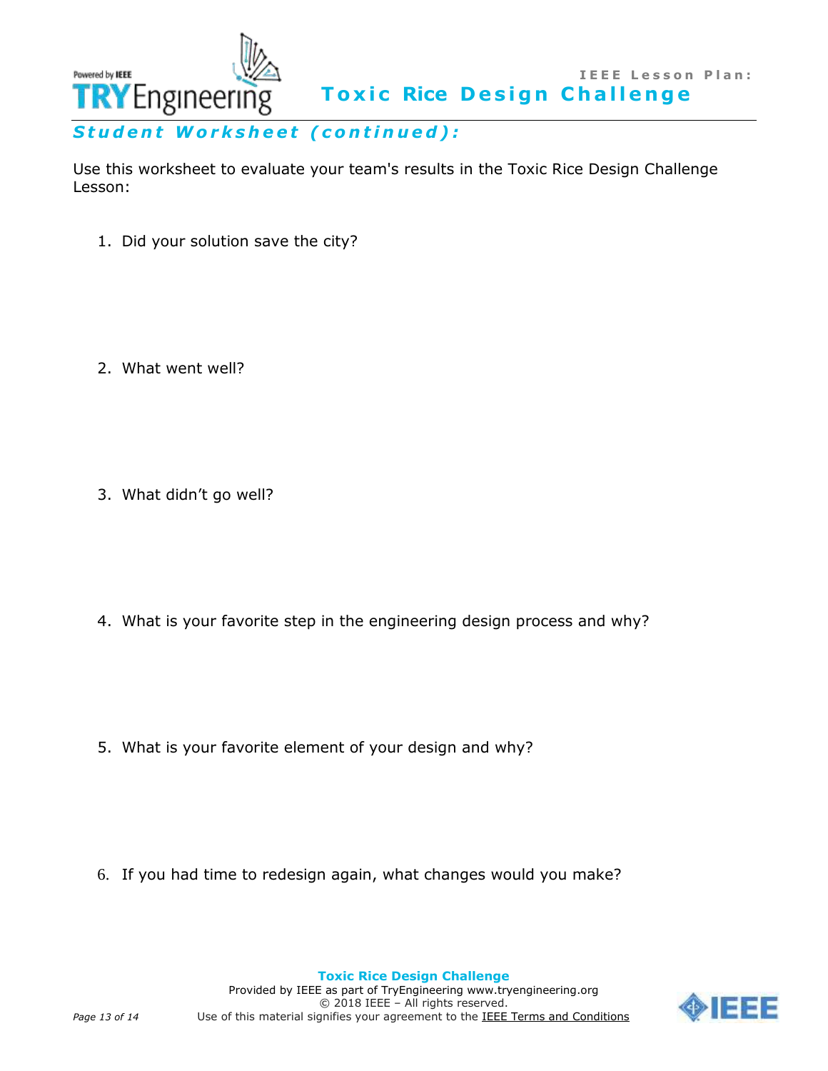## Student Worksheet (continued):

Use this worksheet to evaluate your team's results in the Toxic Rice Design Challenge Lesson:

1. Did your solution save the city?

2. What went well?

3. What didn't go well?

4. What is your favorite step in the engineering design process and why?

5. What is your favorite element of your design and why?

6. If you had time to redesign again, what changes would you make?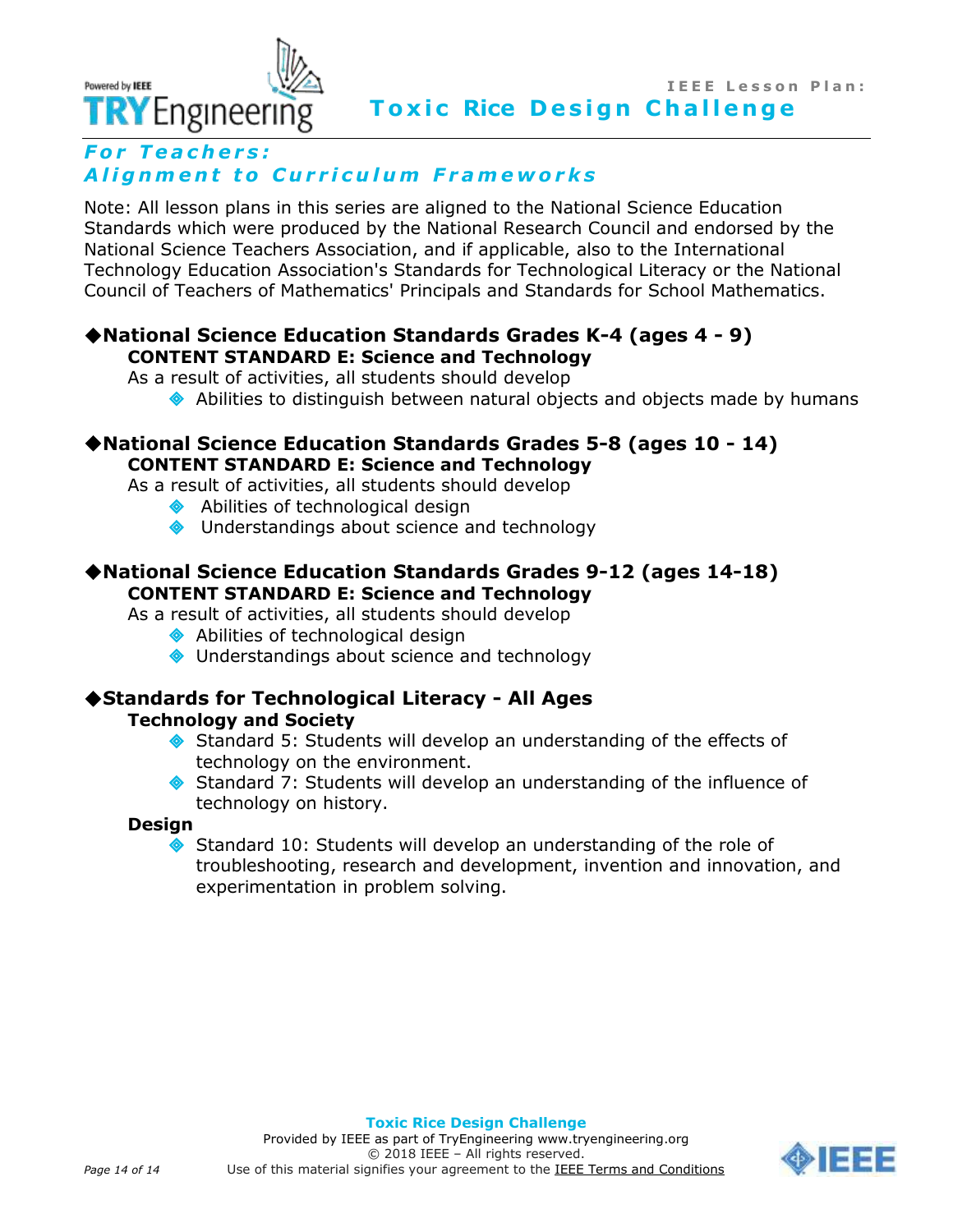## For Teachers:
## Alignment to Curriculum Frameworks

Note: All lesson plans in this series are aligned to the National Science Education Standards which were produced by the National Research Council and endorsed by the National Science Teachers Association, and if applicable, also to the International Technology Education Association's Standards for Technological Literacy or the National Council of Teachers of Mathematics' Principals and Standards for School Mathematics.

### ◆National Science Education Standards Grades K-4 (ages 4 - 9)

**CONTENT STANDARD E: Science and Technology**

As a result of activities, all students should develop

- Abilities to distinguish between natural objects and objects made by humans

### ◆National Science Education Standards Grades 5-8 (ages 10 - 14)

**CONTENT STANDARD E: Science and Technology**

As a result of activities, all students should develop

- Abilities of technological design
- Understandings about science and technology

### ◆National Science Education Standards Grades 9-12 (ages 14-18)

**CONTENT STANDARD E: Science and Technology**

As a result of activities, all students should develop

- Abilities of technological design
- Understandings about science and technology

### ◆Standards for Technological Literacy - All Ages

**Technology and Society**

- Standard 5: Students will develop an understanding of the effects of technology on the environment.
- Standard 7: Students will develop an understanding of the influence of technology on history.

**Design**

- Standard 10: Students will develop an understanding of the role of troubleshooting, research and development, invention and innovation, and experimentation in problem solving.